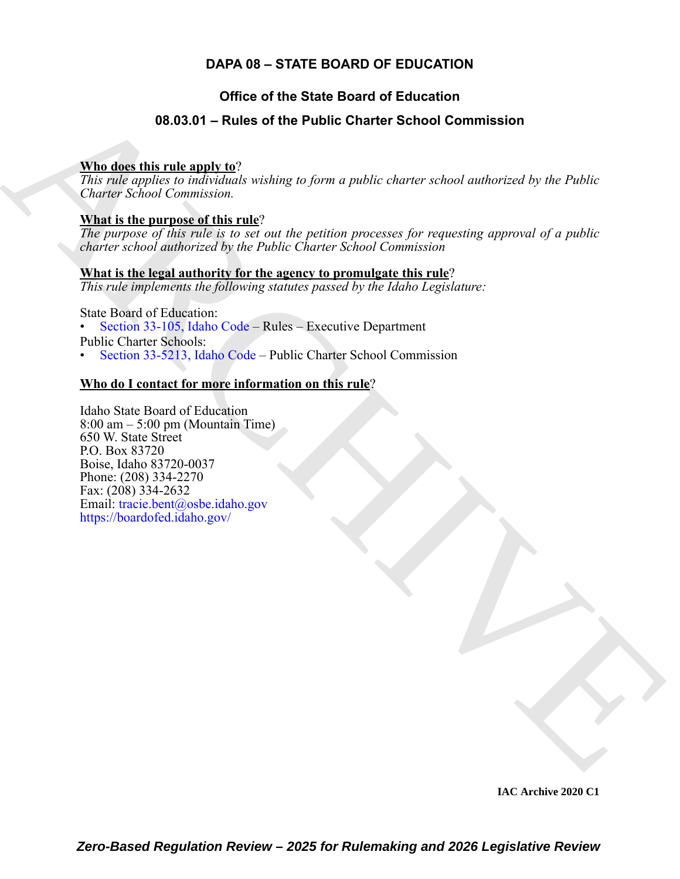# DAPA 08 – STATE BOARD OF EDUCATION

## Office of the State Board of Education

## 08.03.01 – Rules of the Public Charter School Commission

**Who does this rule apply to**?

*This rule applies to individuals wishing to form a public charter school authorized by the Public Charter School Commission.*

**What is the purpose of this rule**?

*The purpose of this rule is to set out the petition processes for requesting approval of a public charter school authorized by the Public Charter School Commission*

**What is the legal authority for the agency to promulgate this rule**?

*This rule implements the following statutes passed by the Idaho Legislature:*

State Board of Education:

- Section 33-105, Idaho Code – Rules – Executive Department

Public Charter Schools:

- Section 33-5213, Idaho Code – Public Charter School Commission

**Who do I contact for more information on this rule**?

Idaho State Board of Education
8:00 am – 5:00 pm (Mountain Time)
650 W. State Street
P.O. Box 83720
Boise, Idaho 83720-0037
Phone: (208) 334-2270
Fax: (208) 334-2632
Email: tracie.bent@osbe.idaho.gov
https://boardofed.idaho.gov/

IAC Archive 2020 C1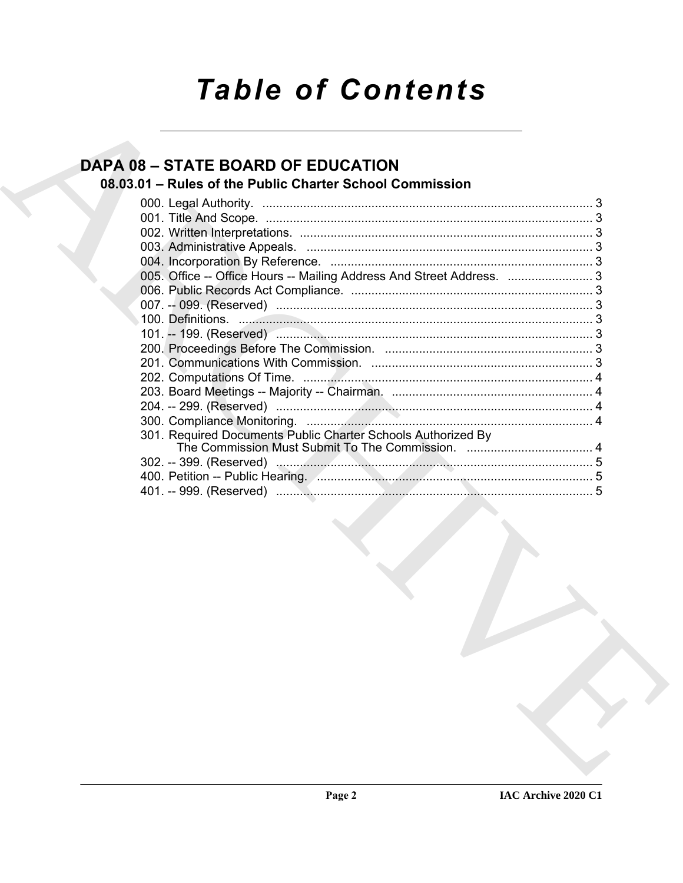# Table of Contents

## DAPA 08 – STATE BOARD OF EDUCATION

### 08.03.01 – Rules of the Public Charter School Commission

000. Legal Authority. ........................................................................................ 3
001. Title And Scope. ........................................................................................ 3
002. Written Interpretations. .............................................................................. 3
003. Administrative Appeals. ............................................................................. 3
004. Incorporation By Reference. ...................................................................... 3
005. Office -- Office Hours -- Mailing Address And Street Address. ......................... 3
006. Public Records Act Compliance. ................................................................. 3
007. -- 099. (Reserved) ...................................................................................... 3
100. Definitions. ................................................................................................ 3
101. -- 199. (Reserved) ...................................................................................... 3
200. Proceedings Before The Commission. ........................................................ 3
201. Communications With Commission. ........................................................... 3
202. Computations Of Time. .............................................................................. 4
203. Board Meetings -- Majority -- Chairman. ..................................................... 4
204. -- 299. (Reserved) ...................................................................................... 4
300. Compliance Monitoring. .............................................................................. 4
301. Required Documents Public Charter Schools Authorized By The Commission Must Submit To The Commission. ..................................... 4
302. -- 399. (Reserved) ...................................................................................... 5
400. Petition -- Public Hearing. .......................................................................... 5
401. -- 999. (Reserved) ...................................................................................... 5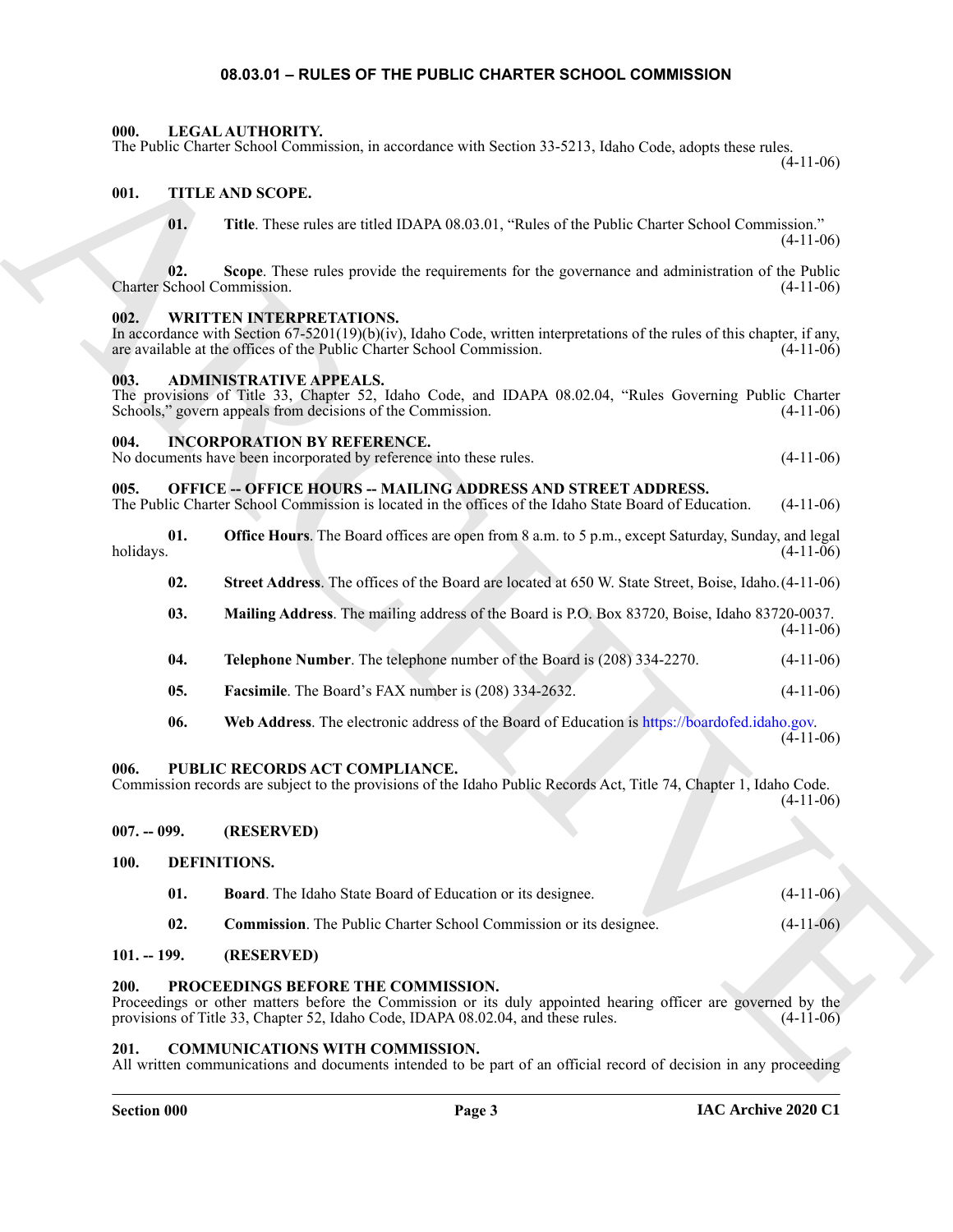## 08.03.01 – RULES OF THE PUBLIC CHARTER SCHOOL COMMISSION

**000. LEGAL AUTHORITY.**
The Public Charter School Commission, in accordance with Section 33-5213, Idaho Code, adopts these rules. (4-11-06)

**001. TITLE AND SCOPE.**

**01. Title**. These rules are titled IDAPA 08.03.01, "Rules of the Public Charter School Commission." (4-11-06)

**02. Scope**. These rules provide the requirements for the governance and administration of the Public Charter School Commission. (4-11-06)

**002. WRITTEN INTERPRETATIONS.**
In accordance with Section 67-5201(19)(b)(iv), Idaho Code, written interpretations of the rules of this chapter, if any, are available at the offices of the Public Charter School Commission. (4-11-06)

**003. ADMINISTRATIVE APPEALS.**
The provisions of Title 33, Chapter 52, Idaho Code, and IDAPA 08.02.04, "Rules Governing Public Charter Schools," govern appeals from decisions of the Commission. (4-11-06)

**004. INCORPORATION BY REFERENCE.**
No documents have been incorporated by reference into these rules. (4-11-06)

**005. OFFICE -- OFFICE HOURS -- MAILING ADDRESS AND STREET ADDRESS.**
The Public Charter School Commission is located in the offices of the Idaho State Board of Education. (4-11-06)

**01. Office Hours**. The Board offices are open from 8 a.m. to 5 p.m., except Saturday, Sunday, and legal holidays. (4-11-06)

**02. Street Address**. The offices of the Board are located at 650 W. State Street, Boise, Idaho. (4-11-06)

**03. Mailing Address**. The mailing address of the Board is P.O. Box 83720, Boise, Idaho 83720-0037. (4-11-06)

**04. Telephone Number**. The telephone number of the Board is (208) 334-2270. (4-11-06)

**05. Facsimile**. The Board's FAX number is (208) 334-2632. (4-11-06)

**06. Web Address**. The electronic address of the Board of Education is https://boardofed.idaho.gov. (4-11-06)

**006. PUBLIC RECORDS ACT COMPLIANCE.**
Commission records are subject to the provisions of the Idaho Public Records Act, Title 74, Chapter 1, Idaho Code. (4-11-06)

**007. -- 099. (RESERVED)**

**100. DEFINITIONS.**

**01. Board**. The Idaho State Board of Education or its designee. (4-11-06)

**02. Commission**. The Public Charter School Commission or its designee. (4-11-06)

**101. -- 199. (RESERVED)**

**200. PROCEEDINGS BEFORE THE COMMISSION.**
Proceedings or other matters before the Commission or its duly appointed hearing officer are governed by the provisions of Title 33, Chapter 52, Idaho Code, IDAPA 08.02.04, and these rules. (4-11-06)

**201. COMMUNICATIONS WITH COMMISSION.**
All written communications and documents intended to be part of an official record of decision in any proceeding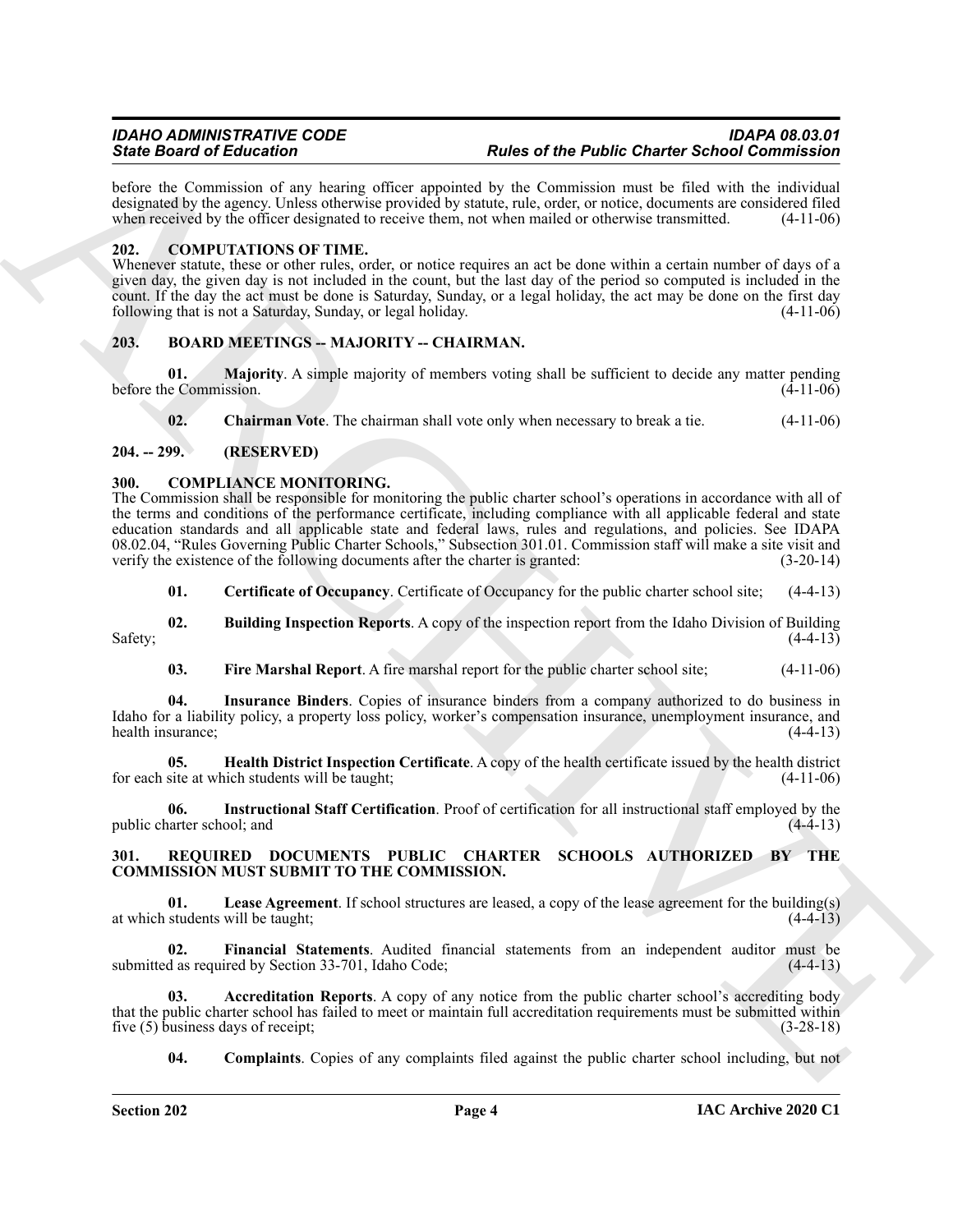before the Commission of any hearing officer appointed by the Commission must be filed with the individual designated by the agency. Unless otherwise provided by statute, rule, order, or notice, documents are considered filed when received by the officer designated to receive them, not when mailed or otherwise transmitted. (4-11-06)

### 202. COMPUTATIONS OF TIME.

Whenever statute, these or other rules, order, or notice requires an act be done within a certain number of days of a given day, the given day is not included in the count, but the last day of the period so computed is included in the count. If the day the act must be done is Saturday, Sunday, or a legal holiday, the act may be done on the first day following that is not a Saturday, Sunday, or legal holiday. (4-11-06)

### 203. BOARD MEETINGS -- MAJORITY -- CHAIRMAN.

**01. Majority**. A simple majority of members voting shall be sufficient to decide any matter pending before the Commission. (4-11-06)

**02. Chairman Vote**. The chairman shall vote only when necessary to break a tie. (4-11-06)

### 204. -- 299. (RESERVED)

### 300. COMPLIANCE MONITORING.

The Commission shall be responsible for monitoring the public charter school's operations in accordance with all of the terms and conditions of the performance certificate, including compliance with all applicable federal and state education standards and all applicable state and federal laws, rules and regulations, and policies. See IDAPA 08.02.04, "Rules Governing Public Charter Schools," Subsection 301.01. Commission staff will make a site visit and verify the existence of the following documents after the charter is granted: (3-20-14)

**01. Certificate of Occupancy**. Certificate of Occupancy for the public charter school site; (4-4-13)

**02. Building Inspection Reports**. A copy of the inspection report from the Idaho Division of Building Safety; (4-4-13)

**03. Fire Marshal Report**. A fire marshal report for the public charter school site; (4-11-06)

**04. Insurance Binders**. Copies of insurance binders from a company authorized to do business in Idaho for a liability policy, a property loss policy, worker's compensation insurance, unemployment insurance, and health insurance; (4-4-13)

**05. Health District Inspection Certificate**. A copy of the health certificate issued by the health district for each site at which students will be taught; (4-11-06)

**06. Instructional Staff Certification**. Proof of certification for all instructional staff employed by the public charter school; and (4-4-13)

### 301. REQUIRED DOCUMENTS PUBLIC CHARTER SCHOOLS AUTHORIZED BY THE COMMISSION MUST SUBMIT TO THE COMMISSION.

**01. Lease Agreement**. If school structures are leased, a copy of the lease agreement for the building(s) at which students will be taught; (4-4-13)

**02. Financial Statements**. Audited financial statements from an independent auditor must be submitted as required by Section 33-701, Idaho Code; (4-4-13)

**03. Accreditation Reports**. A copy of any notice from the public charter school's accrediting body that the public charter school has failed to meet or maintain full accreditation requirements must be submitted within five (5) business days of receipt; (3-28-18)

**04. Complaints**. Copies of any complaints filed against the public charter school including, but not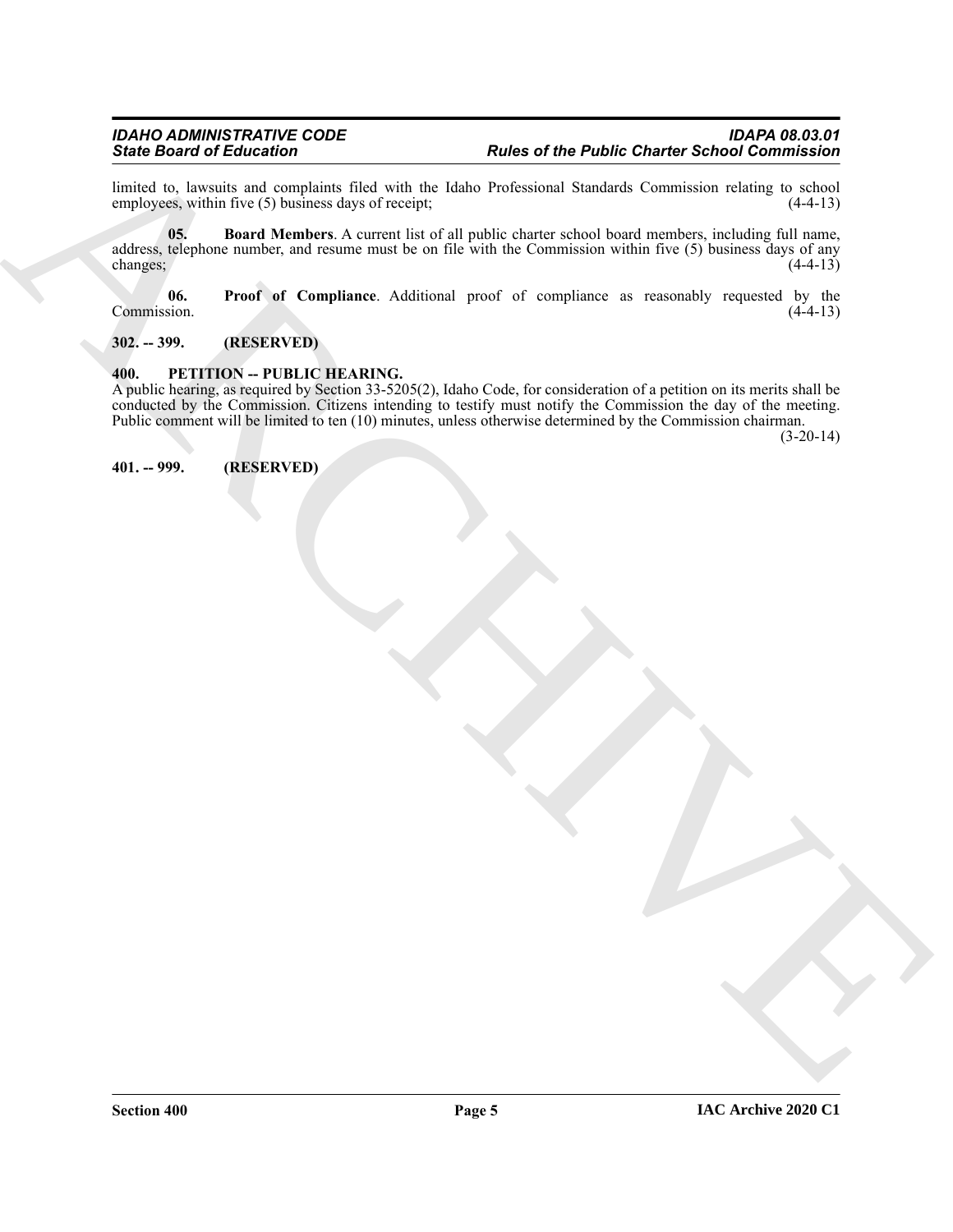limited to, lawsuits and complaints filed with the Idaho Professional Standards Commission relating to school employees, within five (5) business days of receipt; (4-4-13)

**05. Board Members**. A current list of all public charter school board members, including full name, address, telephone number, and resume must be on file with the Commission within five (5) business days of any changes; (4-4-13)

**06. Proof of Compliance**. Additional proof of compliance as reasonably requested by the Commission. (4-4-13)

**302. -- 399. (RESERVED)**

**400. PETITION -- PUBLIC HEARING.**

A public hearing, as required by Section 33-5205(2), Idaho Code, for consideration of a petition on its merits shall be conducted by the Commission. Citizens intending to testify must notify the Commission the day of the meeting. Public comment will be limited to ten (10) minutes, unless otherwise determined by the Commission chairman. (3-20-14)

**401. -- 999. (RESERVED)**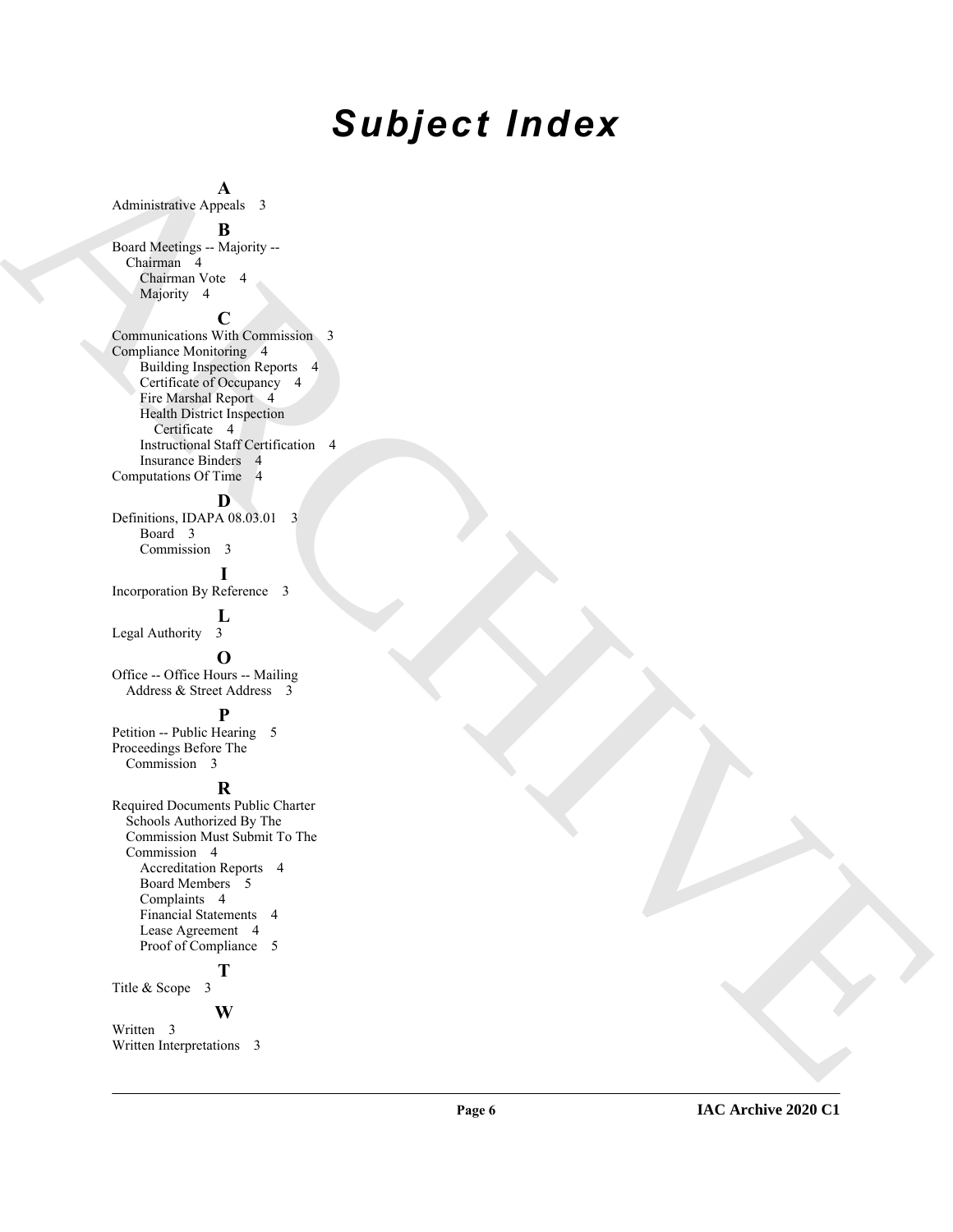# *Subject Index*

**A**

Administrative Appeals 3

**B**

Board Meetings -- Majority -- Chairman 4
- Chairman Vote 4
- Majority 4

**C**

Communications With Commission 3
Compliance Monitoring 4
- Building Inspection Reports 4
- Certificate of Occupancy 4
- Fire Marshal Report 4
- Health District Inspection Certificate 4
- Instructional Staff Certification 4
- Insurance Binders 4

Computations Of Time 4

**D**

Definitions, IDAPA 08.03.01 3
- Board 3
- Commission 3

**I**

Incorporation By Reference 3

**L**

Legal Authority 3

**O**

Office -- Office Hours -- Mailing Address & Street Address 3

**P**

Petition -- Public Hearing 5
Proceedings Before The Commission 3

**R**

Required Documents Public Charter Schools Authorized By The Commission Must Submit To The Commission 4
- Accreditation Reports 4
- Board Members 5
- Complaints 4
- Financial Statements 4
- Lease Agreement 4
- Proof of Compliance 5

**T**

Title & Scope 3

**W**

Written 3
Written Interpretations 3